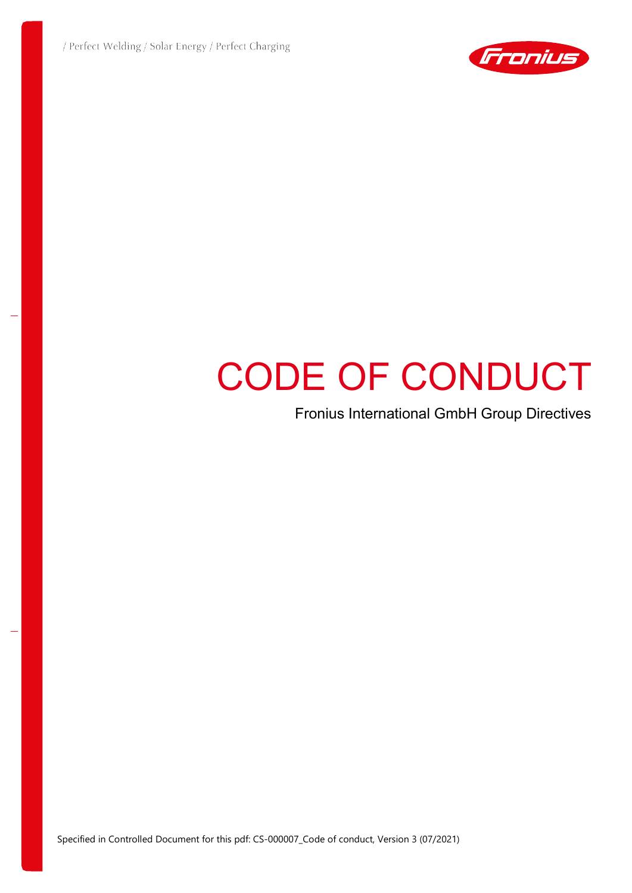/ Perfect Welding / Solar Energy / Perfect Charging

# CODE OF CONDUCT

Fronius International GmbH Group Directives

Specified in Controlled Document for this pdf: CS-000007_Code of conduct, Version 3 (07/2021)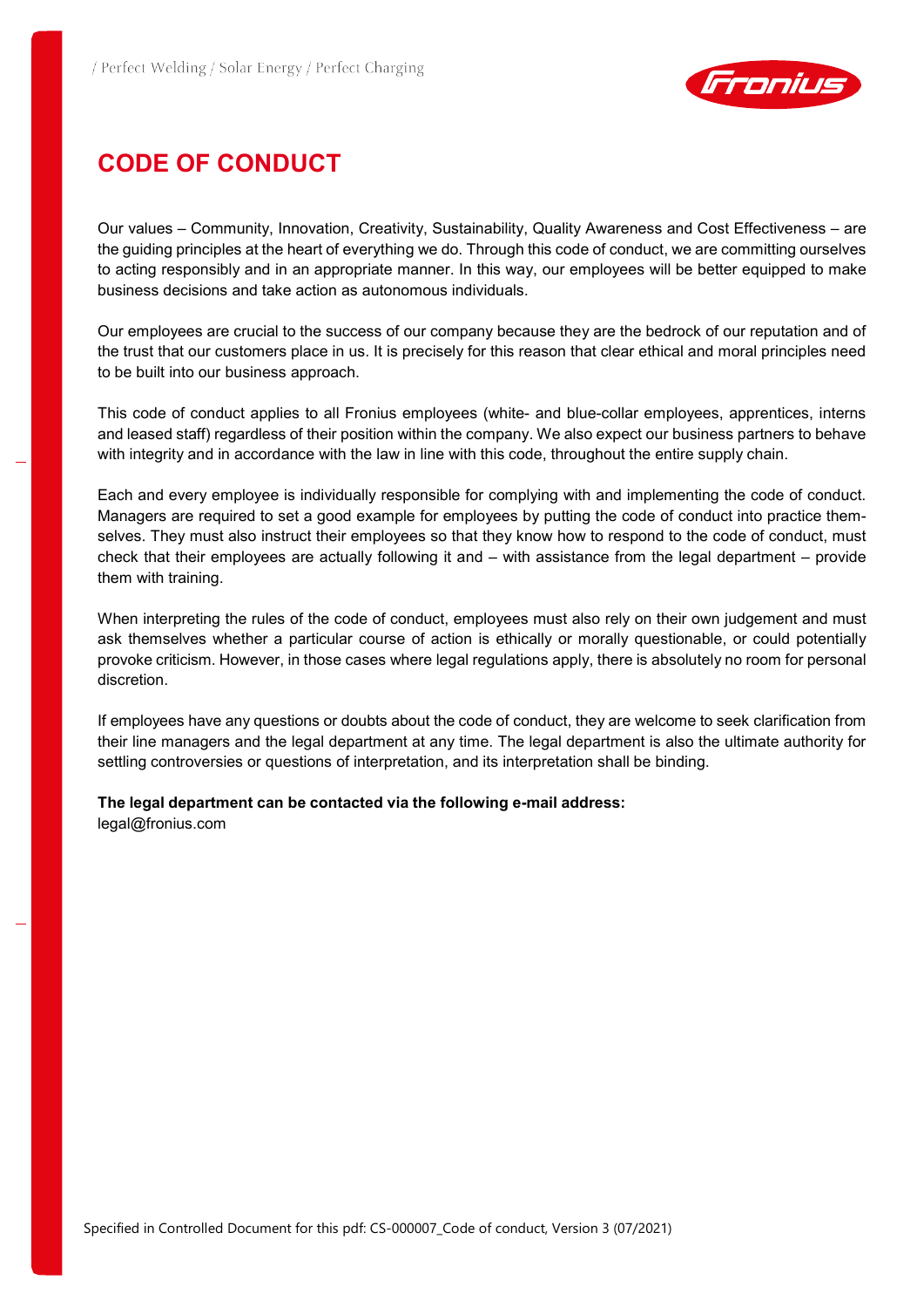# CODE OF CONDUCT

Our values – Community, Innovation, Creativity, Sustainability, Quality Awareness and Cost Effectiveness – are the guiding principles at the heart of everything we do. Through this code of conduct, we are committing ourselves to acting responsibly and in an appropriate manner. In this way, our employees will be better equipped to make business decisions and take action as autonomous individuals.

Our employees are crucial to the success of our company because they are the bedrock of our reputation and of the trust that our customers place in us. It is precisely for this reason that clear ethical and moral principles need to be built into our business approach.

This code of conduct applies to all Fronius employees (white- and blue-collar employees, apprentices, interns and leased staff) regardless of their position within the company. We also expect our business partners to behave with integrity and in accordance with the law in line with this code, throughout the entire supply chain.

Each and every employee is individually responsible for complying with and implementing the code of conduct. Managers are required to set a good example for employees by putting the code of conduct into practice themselves. They must also instruct their employees so that they know how to respond to the code of conduct, must check that their employees are actually following it and – with assistance from the legal department – provide them with training.

When interpreting the rules of the code of conduct, employees must also rely on their own judgement and must ask themselves whether a particular course of action is ethically or morally questionable, or could potentially provoke criticism. However, in those cases where legal regulations apply, there is absolutely no room for personal discretion.

If employees have any questions or doubts about the code of conduct, they are welcome to seek clarification from their line managers and the legal department at any time. The legal department is also the ultimate authority for settling controversies or questions of interpretation, and its interpretation shall be binding.

**The legal department can be contacted via the following e-mail address:**
legal@fronius.com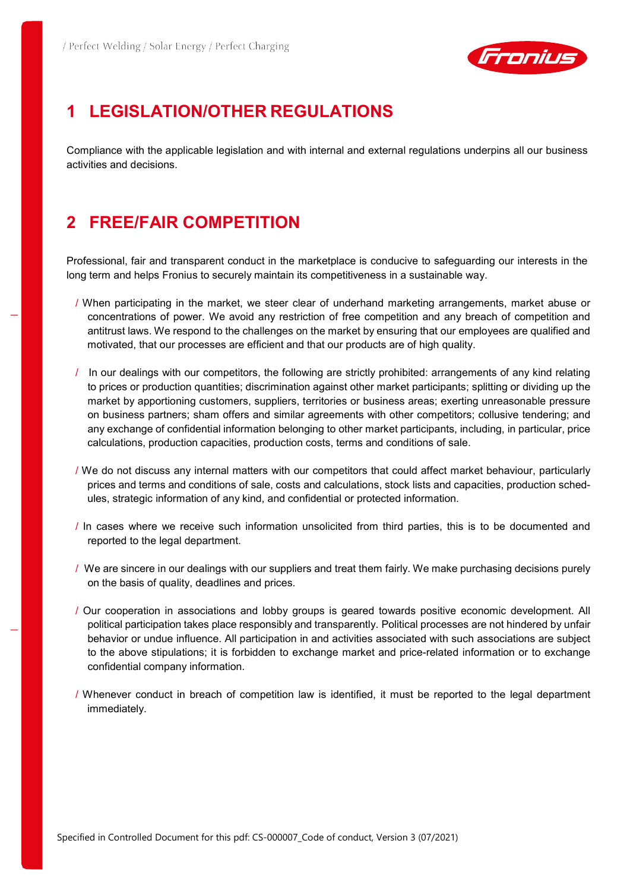# 1 LEGISLATION/OTHER REGULATIONS

Compliance with the applicable legislation and with internal and external regulations underpins all our business activities and decisions.

# 2 FREE/FAIR COMPETITION

Professional, fair and transparent conduct in the marketplace is conducive to safeguarding our interests in the long term and helps Fronius to securely maintain its competitiveness in a sustainable way.

- When participating in the market, we steer clear of underhand marketing arrangements, market abuse or concentrations of power. We avoid any restriction of free competition and any breach of competition and antitrust laws. We respond to the challenges on the market by ensuring that our employees are qualified and motivated, that our processes are efficient and that our products are of high quality.
- In our dealings with our competitors, the following are strictly prohibited: arrangements of any kind relating to prices or production quantities; discrimination against other market participants; splitting or dividing up the market by apportioning customers, suppliers, territories or business areas; exerting unreasonable pressure on business partners; sham offers and similar agreements with other competitors; collusive tendering; and any exchange of confidential information belonging to other market participants, including, in particular, price calculations, production capacities, production costs, terms and conditions of sale.
- We do not discuss any internal matters with our competitors that could affect market behaviour, particularly prices and terms and conditions of sale, costs and calculations, stock lists and capacities, production schedules, strategic information of any kind, and confidential or protected information.
- In cases where we receive such information unsolicited from third parties, this is to be documented and reported to the legal department.
- We are sincere in our dealings with our suppliers and treat them fairly. We make purchasing decisions purely on the basis of quality, deadlines and prices.
- Our cooperation in associations and lobby groups is geared towards positive economic development. All political participation takes place responsibly and transparently. Political processes are not hindered by unfair behavior or undue influence. All participation in and activities associated with such associations are subject to the above stipulations; it is forbidden to exchange market and price-related information or to exchange confidential company information.
- Whenever conduct in breach of competition law is identified, it must be reported to the legal department immediately.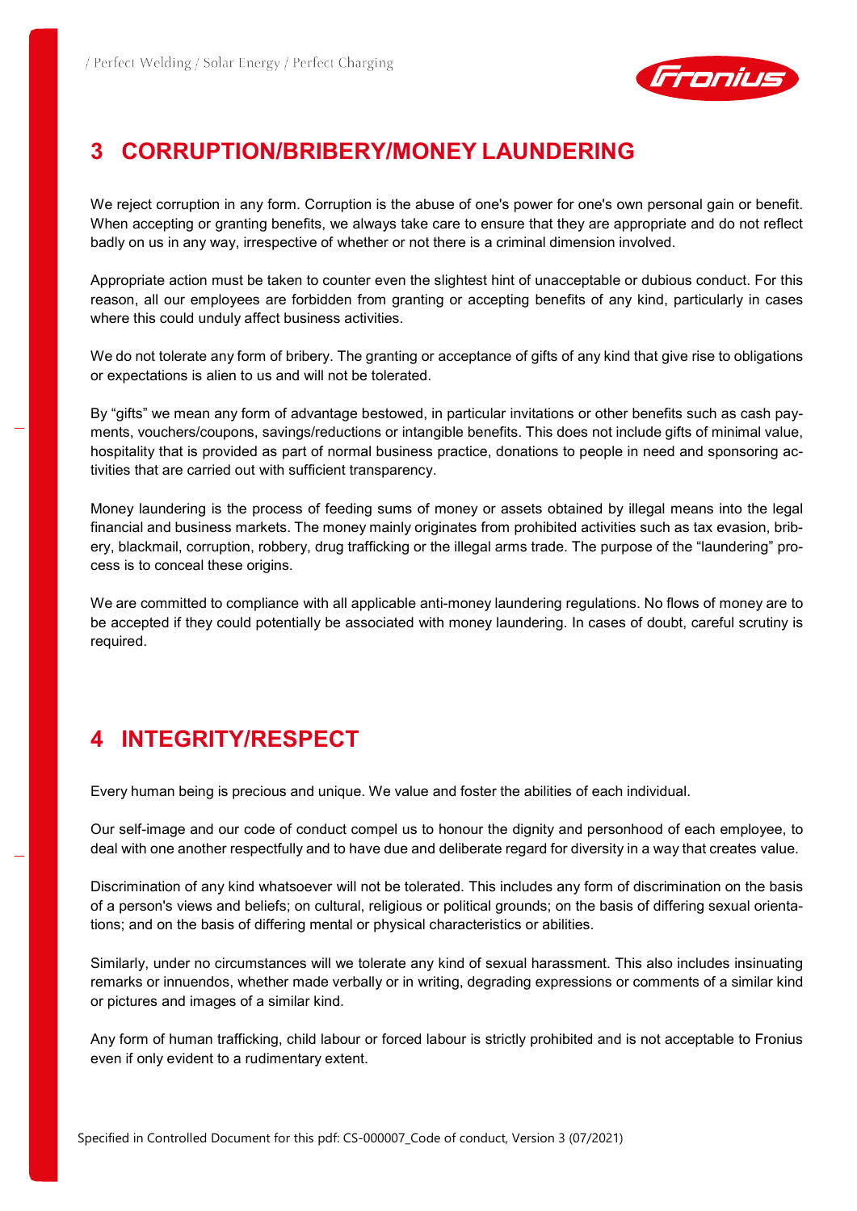## 3 CORRUPTION/BRIBERY/MONEY LAUNDERING

We reject corruption in any form. Corruption is the abuse of one's power for one's own personal gain or benefit. When accepting or granting benefits, we always take care to ensure that they are appropriate and do not reflect badly on us in any way, irrespective of whether or not there is a criminal dimension involved.

Appropriate action must be taken to counter even the slightest hint of unacceptable or dubious conduct. For this reason, all our employees are forbidden from granting or accepting benefits of any kind, particularly in cases where this could unduly affect business activities.

We do not tolerate any form of bribery. The granting or acceptance of gifts of any kind that give rise to obligations or expectations is alien to us and will not be tolerated.

By "gifts" we mean any form of advantage bestowed, in particular invitations or other benefits such as cash payments, vouchers/coupons, savings/reductions or intangible benefits. This does not include gifts of minimal value, hospitality that is provided as part of normal business practice, donations to people in need and sponsoring activities that are carried out with sufficient transparency.

Money laundering is the process of feeding sums of money or assets obtained by illegal means into the legal financial and business markets. The money mainly originates from prohibited activities such as tax evasion, bribery, blackmail, corruption, robbery, drug trafficking or the illegal arms trade. The purpose of the "laundering" process is to conceal these origins.

We are committed to compliance with all applicable anti-money laundering regulations. No flows of money are to be accepted if they could potentially be associated with money laundering. In cases of doubt, careful scrutiny is required.

## 4 INTEGRITY/RESPECT

Every human being is precious and unique. We value and foster the abilities of each individual.

Our self-image and our code of conduct compel us to honour the dignity and personhood of each employee, to deal with one another respectfully and to have due and deliberate regard for diversity in a way that creates value.

Discrimination of any kind whatsoever will not be tolerated. This includes any form of discrimination on the basis of a person's views and beliefs; on cultural, religious or political grounds; on the basis of differing sexual orientations; and on the basis of differing mental or physical characteristics or abilities.

Similarly, under no circumstances will we tolerate any kind of sexual harassment. This also includes insinuating remarks or innuendos, whether made verbally or in writing, degrading expressions or comments of a similar kind or pictures and images of a similar kind.

Any form of human trafficking, child labour or forced labour is strictly prohibited and is not acceptable to Fronius even if only evident to a rudimentary extent.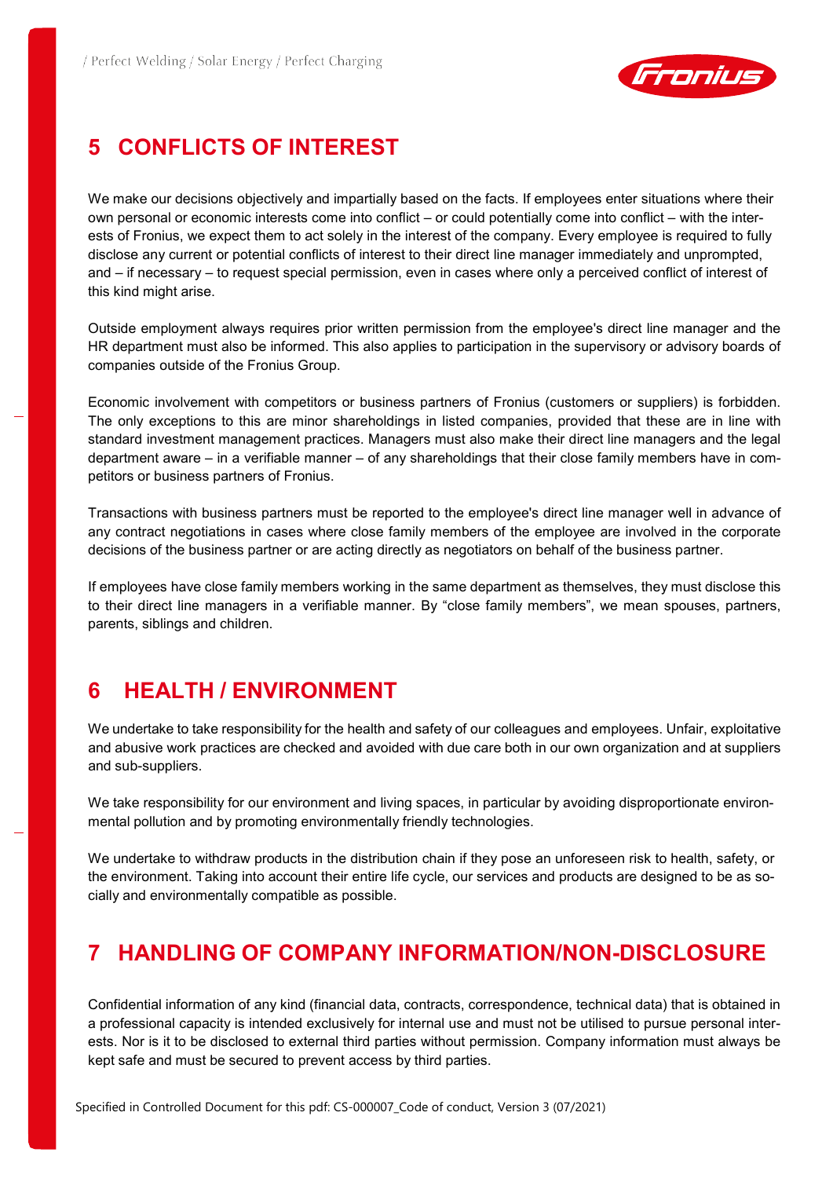## 5 CONFLICTS OF INTEREST

We make our decisions objectively and impartially based on the facts. If employees enter situations where their own personal or economic interests come into conflict – or could potentially come into conflict – with the interests of Fronius, we expect them to act solely in the interest of the company. Every employee is required to fully disclose any current or potential conflicts of interest to their direct line manager immediately and unprompted, and – if necessary – to request special permission, even in cases where only a perceived conflict of interest of this kind might arise.

Outside employment always requires prior written permission from the employee's direct line manager and the HR department must also be informed. This also applies to participation in the supervisory or advisory boards of companies outside of the Fronius Group.

Economic involvement with competitors or business partners of Fronius (customers or suppliers) is forbidden. The only exceptions to this are minor shareholdings in listed companies, provided that these are in line with standard investment management practices. Managers must also make their direct line managers and the legal department aware – in a verifiable manner – of any shareholdings that their close family members have in competitors or business partners of Fronius.

Transactions with business partners must be reported to the employee's direct line manager well in advance of any contract negotiations in cases where close family members of the employee are involved in the corporate decisions of the business partner or are acting directly as negotiators on behalf of the business partner.

If employees have close family members working in the same department as themselves, they must disclose this to their direct line managers in a verifiable manner. By “close family members”, we mean spouses, partners, parents, siblings and children.

## 6 HEALTH / ENVIRONMENT

We undertake to take responsibility for the health and safety of our colleagues and employees. Unfair, exploitative and abusive work practices are checked and avoided with due care both in our own organization and at suppliers and sub-suppliers.

We take responsibility for our environment and living spaces, in particular by avoiding disproportionate environmental pollution and by promoting environmentally friendly technologies.

We undertake to withdraw products in the distribution chain if they pose an unforeseen risk to health, safety, or the environment. Taking into account their entire life cycle, our services and products are designed to be as socially and environmentally compatible as possible.

## 7 HANDLING OF COMPANY INFORMATION/NON-DISCLOSURE

Confidential information of any kind (financial data, contracts, correspondence, technical data) that is obtained in a professional capacity is intended exclusively for internal use and must not be utilised to pursue personal interests. Nor is it to be disclosed to external third parties without permission. Company information must always be kept safe and must be secured to prevent access by third parties.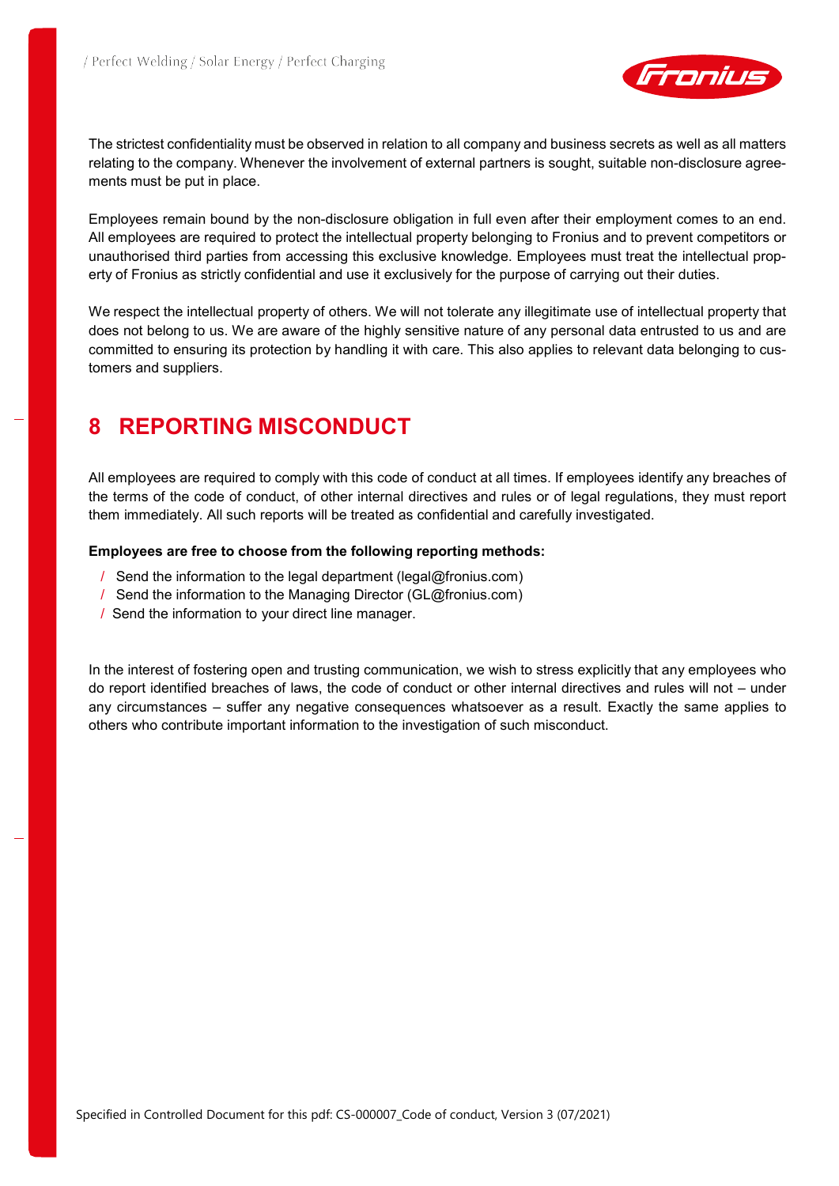The strictest confidentiality must be observed in relation to all company and business secrets as well as all matters relating to the company. Whenever the involvement of external partners is sought, suitable non-disclosure agreements must be put in place.

Employees remain bound by the non-disclosure obligation in full even after their employment comes to an end. All employees are required to protect the intellectual property belonging to Fronius and to prevent competitors or unauthorised third parties from accessing this exclusive knowledge. Employees must treat the intellectual property of Fronius as strictly confidential and use it exclusively for the purpose of carrying out their duties.

We respect the intellectual property of others. We will not tolerate any illegitimate use of intellectual property that does not belong to us. We are aware of the highly sensitive nature of any personal data entrusted to us and are committed to ensuring its protection by handling it with care. This also applies to relevant data belonging to customers and suppliers.

## 8 REPORTING MISCONDUCT

All employees are required to comply with this code of conduct at all times. If employees identify any breaches of the terms of the code of conduct, of other internal directives and rules or of legal regulations, they must report them immediately. All such reports will be treated as confidential and carefully investigated.

**Employees are free to choose from the following reporting methods:**

- Send the information to the legal department (legal@fronius.com)
- Send the information to the Managing Director (GL@fronius.com)
- Send the information to your direct line manager.

In the interest of fostering open and trusting communication, we wish to stress explicitly that any employees who do report identified breaches of laws, the code of conduct or other internal directives and rules will not – under any circumstances – suffer any negative consequences whatsoever as a result. Exactly the same applies to others who contribute important information to the investigation of such misconduct.